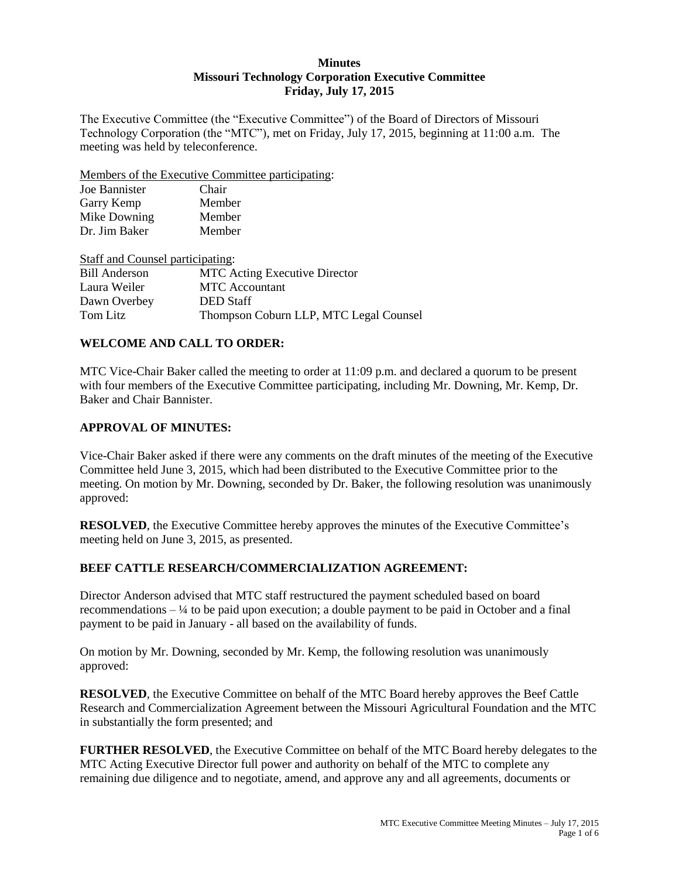**Minutes**
**Missouri Technology Corporation Executive Committee**
**Friday, July 17, 2015**

The Executive Committee (the "Executive Committee") of the Board of Directors of Missouri Technology Corporation (the "MTC"), met on Friday, July 17, 2015, beginning at 11:00 a.m. The meeting was held by teleconference.

Members of the Executive Committee participating:

| | |
|---|---|
| Joe Bannister | Chair |
| Garry Kemp | Member |
| Mike Downing | Member |
| Dr. Jim Baker | Member |

Staff and Counsel participating:

| | |
|---|---|
| Bill Anderson | MTC Acting Executive Director |
| Laura Weiler | MTC Accountant |
| Dawn Overbey | DED Staff |
| Tom Litz | Thompson Coburn LLP, MTC Legal Counsel |

## WELCOME AND CALL TO ORDER:

MTC Vice-Chair Baker called the meeting to order at 11:09 p.m. and declared a quorum to be present with four members of the Executive Committee participating, including Mr. Downing, Mr. Kemp, Dr. Baker and Chair Bannister.

## APPROVAL OF MINUTES:

Vice-Chair Baker asked if there were any comments on the draft minutes of the meeting of the Executive Committee held June 3, 2015, which had been distributed to the Executive Committee prior to the meeting. On motion by Mr. Downing, seconded by Dr. Baker, the following resolution was unanimously approved:

**RESOLVED**, the Executive Committee hereby approves the minutes of the Executive Committee's meeting held on June 3, 2015, as presented.

## BEEF CATTLE RESEARCH/COMMERCIALIZATION AGREEMENT:

Director Anderson advised that MTC staff restructured the payment scheduled based on board recommendations – ¼ to be paid upon execution; a double payment to be paid in October and a final payment to be paid in January - all based on the availability of funds.

On motion by Mr. Downing, seconded by Mr. Kemp, the following resolution was unanimously approved:

**RESOLVED**, the Executive Committee on behalf of the MTC Board hereby approves the Beef Cattle Research and Commercialization Agreement between the Missouri Agricultural Foundation and the MTC in substantially the form presented; and

**FURTHER RESOLVED**, the Executive Committee on behalf of the MTC Board hereby delegates to the MTC Acting Executive Director full power and authority on behalf of the MTC to complete any remaining due diligence and to negotiate, amend, and approve any and all agreements, documents or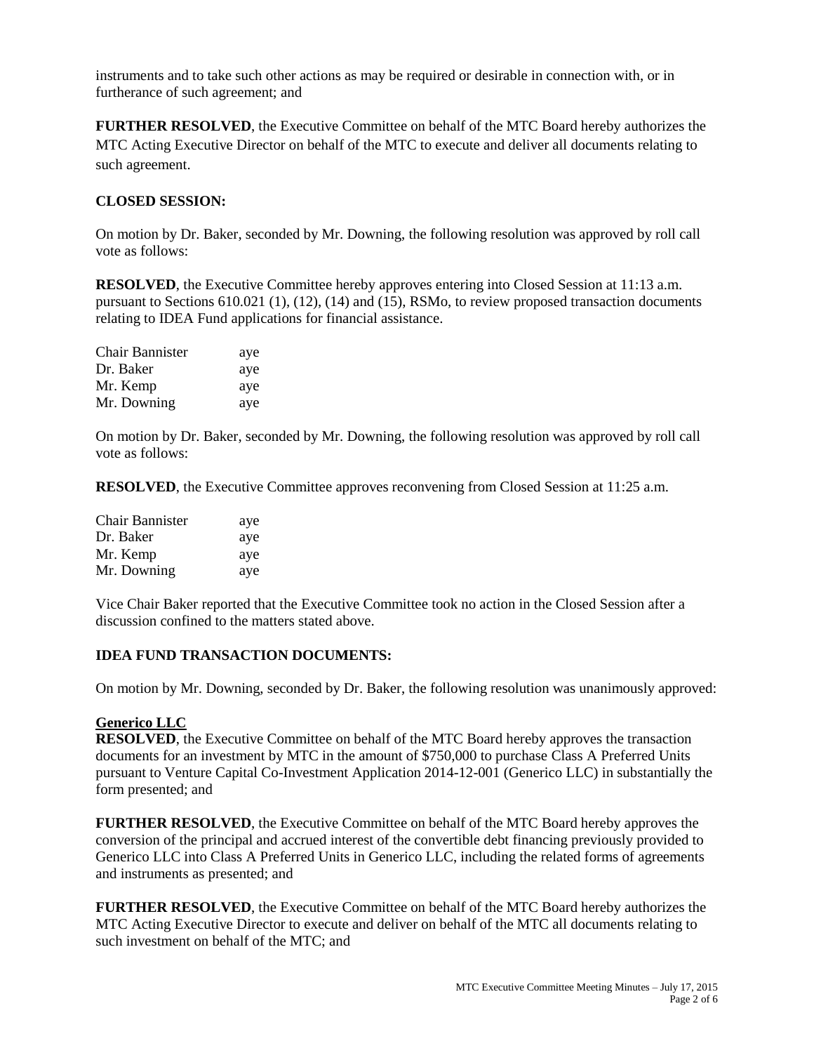instruments and to take such other actions as may be required or desirable in connection with, or in furtherance of such agreement; and

**FURTHER RESOLVED**, the Executive Committee on behalf of the MTC Board hereby authorizes the MTC Acting Executive Director on behalf of the MTC to execute and deliver all documents relating to such agreement.

**CLOSED SESSION:**

On motion by Dr. Baker, seconded by Mr. Downing, the following resolution was approved by roll call vote as follows:

**RESOLVED**, the Executive Committee hereby approves entering into Closed Session at 11:13 a.m. pursuant to Sections 610.021 (1), (12), (14) and (15), RSMo, to review proposed transaction documents relating to IDEA Fund applications for financial assistance.

| | |
|---|---|
| Chair Bannister | aye |
| Dr. Baker | aye |
| Mr. Kemp | aye |
| Mr. Downing | aye |

On motion by Dr. Baker, seconded by Mr. Downing, the following resolution was approved by roll call vote as follows:

**RESOLVED**, the Executive Committee approves reconvening from Closed Session at 11:25 a.m.

| | |
|---|---|
| Chair Bannister | aye |
| Dr. Baker | aye |
| Mr. Kemp | aye |
| Mr. Downing | aye |

Vice Chair Baker reported that the Executive Committee took no action in the Closed Session after a discussion confined to the matters stated above.

**IDEA FUND TRANSACTION DOCUMENTS:**

On motion by Mr. Downing, seconded by Dr. Baker, the following resolution was unanimously approved:

**Generico LLC**

**RESOLVED**, the Executive Committee on behalf of the MTC Board hereby approves the transaction documents for an investment by MTC in the amount of $750,000 to purchase Class A Preferred Units pursuant to Venture Capital Co-Investment Application 2014-12-001 (Generico LLC) in substantially the form presented; and

**FURTHER RESOLVED**, the Executive Committee on behalf of the MTC Board hereby approves the conversion of the principal and accrued interest of the convertible debt financing previously provided to Generico LLC into Class A Preferred Units in Generico LLC, including the related forms of agreements and instruments as presented; and

**FURTHER RESOLVED**, the Executive Committee on behalf of the MTC Board hereby authorizes the MTC Acting Executive Director to execute and deliver on behalf of the MTC all documents relating to such investment on behalf of the MTC; and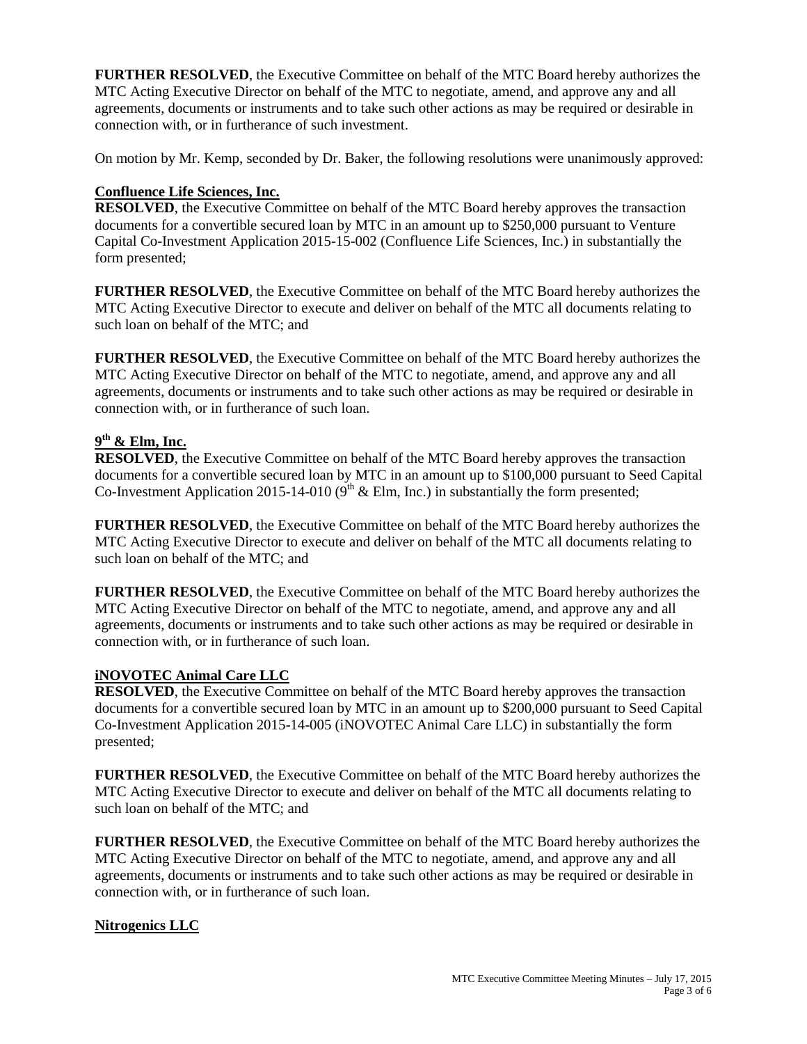**FURTHER RESOLVED**, the Executive Committee on behalf of the MTC Board hereby authorizes the MTC Acting Executive Director on behalf of the MTC to negotiate, amend, and approve any and all agreements, documents or instruments and to take such other actions as may be required or desirable in connection with, or in furtherance of such investment.

On motion by Mr. Kemp, seconded by Dr. Baker, the following resolutions were unanimously approved:

**Confluence Life Sciences, Inc.**

**RESOLVED**, the Executive Committee on behalf of the MTC Board hereby approves the transaction documents for a convertible secured loan by MTC in an amount up to $250,000 pursuant to Venture Capital Co-Investment Application 2015-15-002 (Confluence Life Sciences, Inc.) in substantially the form presented;

**FURTHER RESOLVED**, the Executive Committee on behalf of the MTC Board hereby authorizes the MTC Acting Executive Director to execute and deliver on behalf of the MTC all documents relating to such loan on behalf of the MTC; and

**FURTHER RESOLVED**, the Executive Committee on behalf of the MTC Board hereby authorizes the MTC Acting Executive Director on behalf of the MTC to negotiate, amend, and approve any and all agreements, documents or instruments and to take such other actions as may be required or desirable in connection with, or in furtherance of such loan.

**9th & Elm, Inc.**

**RESOLVED**, the Executive Committee on behalf of the MTC Board hereby approves the transaction documents for a convertible secured loan by MTC in an amount up to $100,000 pursuant to Seed Capital Co-Investment Application 2015-14-010 (9th & Elm, Inc.) in substantially the form presented;

**FURTHER RESOLVED**, the Executive Committee on behalf of the MTC Board hereby authorizes the MTC Acting Executive Director to execute and deliver on behalf of the MTC all documents relating to such loan on behalf of the MTC; and

**FURTHER RESOLVED**, the Executive Committee on behalf of the MTC Board hereby authorizes the MTC Acting Executive Director on behalf of the MTC to negotiate, amend, and approve any and all agreements, documents or instruments and to take such other actions as may be required or desirable in connection with, or in furtherance of such loan.

**iNOVOTEC Animal Care LLC**

**RESOLVED**, the Executive Committee on behalf of the MTC Board hereby approves the transaction documents for a convertible secured loan by MTC in an amount up to $200,000 pursuant to Seed Capital Co-Investment Application 2015-14-005 (iNOVOTEC Animal Care LLC) in substantially the form presented;

**FURTHER RESOLVED**, the Executive Committee on behalf of the MTC Board hereby authorizes the MTC Acting Executive Director to execute and deliver on behalf of the MTC all documents relating to such loan on behalf of the MTC; and

**FURTHER RESOLVED**, the Executive Committee on behalf of the MTC Board hereby authorizes the MTC Acting Executive Director on behalf of the MTC to negotiate, amend, and approve any and all agreements, documents or instruments and to take such other actions as may be required or desirable in connection with, or in furtherance of such loan.

**Nitrogenics LLC**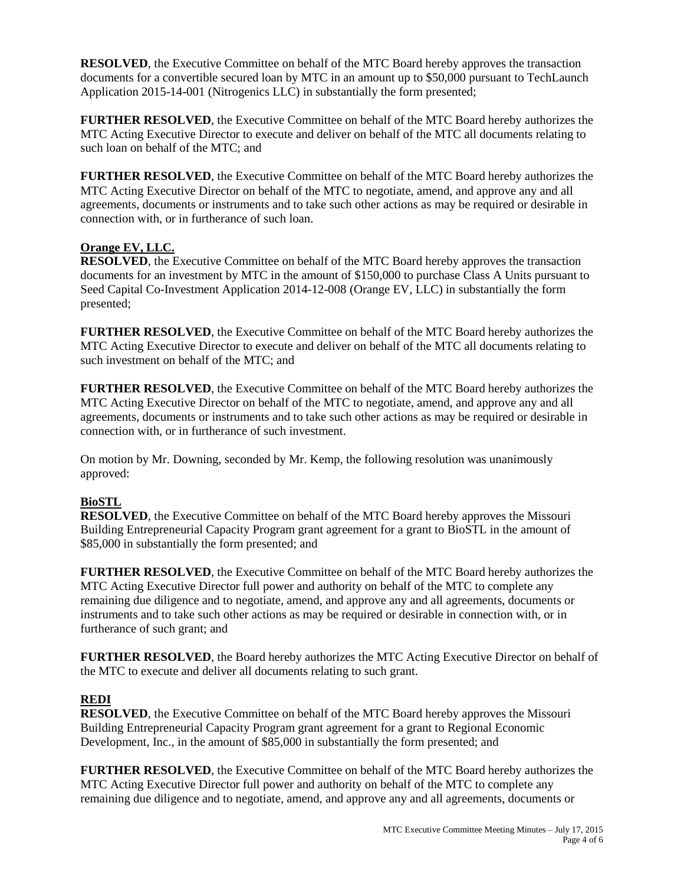**RESOLVED**, the Executive Committee on behalf of the MTC Board hereby approves the transaction documents for a convertible secured loan by MTC in an amount up to $50,000 pursuant to TechLaunch Application 2015-14-001 (Nitrogenics LLC) in substantially the form presented;

**FURTHER RESOLVED**, the Executive Committee on behalf of the MTC Board hereby authorizes the MTC Acting Executive Director to execute and deliver on behalf of the MTC all documents relating to such loan on behalf of the MTC; and

**FURTHER RESOLVED**, the Executive Committee on behalf of the MTC Board hereby authorizes the MTC Acting Executive Director on behalf of the MTC to negotiate, amend, and approve any and all agreements, documents or instruments and to take such other actions as may be required or desirable in connection with, or in furtherance of such loan.

**Orange EV, LLC.**

**RESOLVED**, the Executive Committee on behalf of the MTC Board hereby approves the transaction documents for an investment by MTC in the amount of $150,000 to purchase Class A Units pursuant to Seed Capital Co-Investment Application 2014-12-008 (Orange EV, LLC) in substantially the form presented;

**FURTHER RESOLVED**, the Executive Committee on behalf of the MTC Board hereby authorizes the MTC Acting Executive Director to execute and deliver on behalf of the MTC all documents relating to such investment on behalf of the MTC; and

**FURTHER RESOLVED**, the Executive Committee on behalf of the MTC Board hereby authorizes the MTC Acting Executive Director on behalf of the MTC to negotiate, amend, and approve any and all agreements, documents or instruments and to take such other actions as may be required or desirable in connection with, or in furtherance of such investment.

On motion by Mr. Downing, seconded by Mr. Kemp, the following resolution was unanimously approved:

**BioSTL**

**RESOLVED**, the Executive Committee on behalf of the MTC Board hereby approves the Missouri Building Entrepreneurial Capacity Program grant agreement for a grant to BioSTL in the amount of $85,000 in substantially the form presented; and

**FURTHER RESOLVED**, the Executive Committee on behalf of the MTC Board hereby authorizes the MTC Acting Executive Director full power and authority on behalf of the MTC to complete any remaining due diligence and to negotiate, amend, and approve any and all agreements, documents or instruments and to take such other actions as may be required or desirable in connection with, or in furtherance of such grant; and

**FURTHER RESOLVED**, the Board hereby authorizes the MTC Acting Executive Director on behalf of the MTC to execute and deliver all documents relating to such grant.

**REDI**

**RESOLVED**, the Executive Committee on behalf of the MTC Board hereby approves the Missouri Building Entrepreneurial Capacity Program grant agreement for a grant to Regional Economic Development, Inc., in the amount of $85,000 in substantially the form presented; and

**FURTHER RESOLVED**, the Executive Committee on behalf of the MTC Board hereby authorizes the MTC Acting Executive Director full power and authority on behalf of the MTC to complete any remaining due diligence and to negotiate, amend, and approve any and all agreements, documents or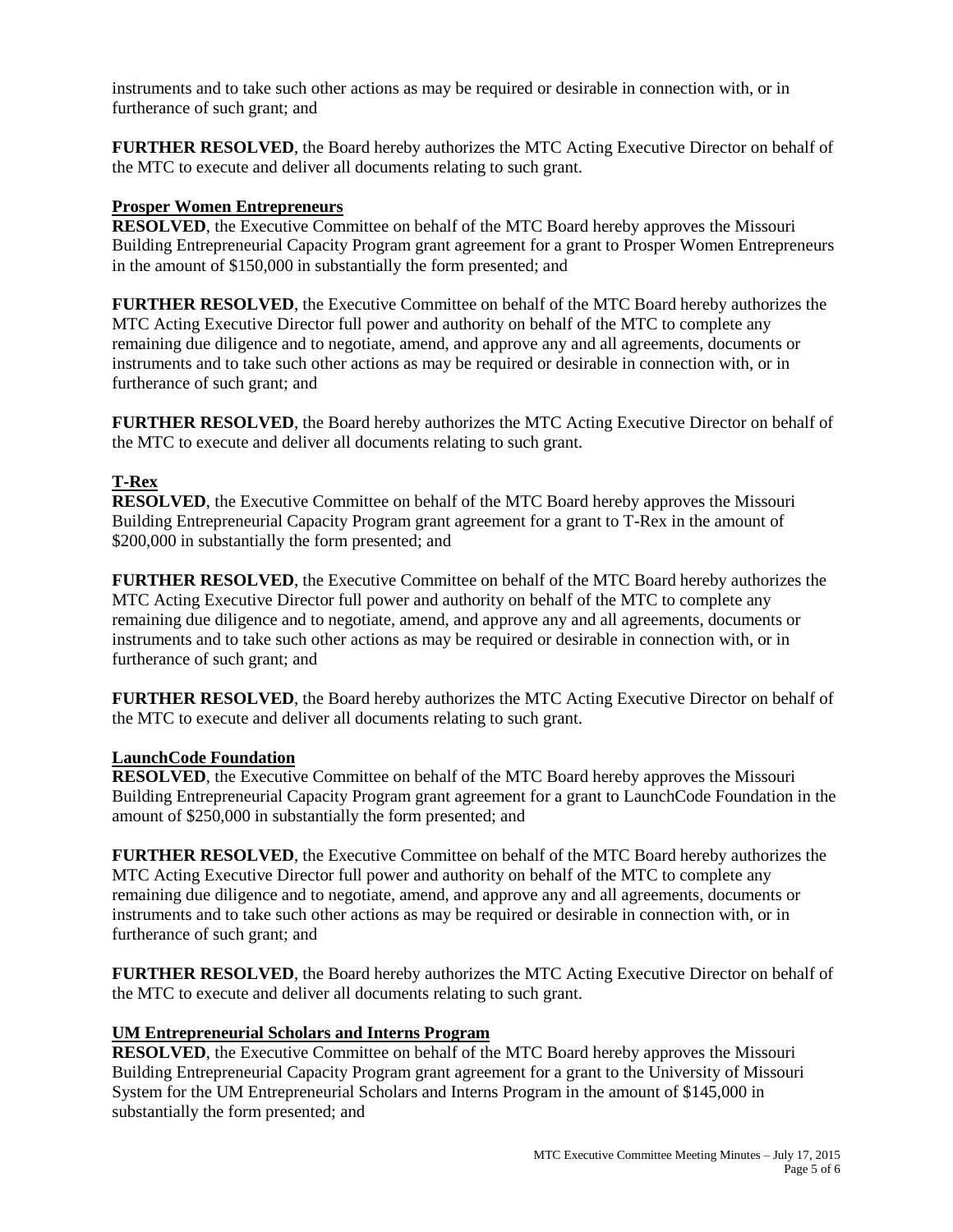instruments and to take such other actions as may be required or desirable in connection with, or in furtherance of such grant; and

**FURTHER RESOLVED**, the Board hereby authorizes the MTC Acting Executive Director on behalf of the MTC to execute and deliver all documents relating to such grant.

**Prosper Women Entrepreneurs**

**RESOLVED**, the Executive Committee on behalf of the MTC Board hereby approves the Missouri Building Entrepreneurial Capacity Program grant agreement for a grant to Prosper Women Entrepreneurs in the amount of $150,000 in substantially the form presented; and

**FURTHER RESOLVED**, the Executive Committee on behalf of the MTC Board hereby authorizes the MTC Acting Executive Director full power and authority on behalf of the MTC to complete any remaining due diligence and to negotiate, amend, and approve any and all agreements, documents or instruments and to take such other actions as may be required or desirable in connection with, or in furtherance of such grant; and

**FURTHER RESOLVED**, the Board hereby authorizes the MTC Acting Executive Director on behalf of the MTC to execute and deliver all documents relating to such grant.

**T-Rex**

**RESOLVED**, the Executive Committee on behalf of the MTC Board hereby approves the Missouri Building Entrepreneurial Capacity Program grant agreement for a grant to T-Rex in the amount of $200,000 in substantially the form presented; and

**FURTHER RESOLVED**, the Executive Committee on behalf of the MTC Board hereby authorizes the MTC Acting Executive Director full power and authority on behalf of the MTC to complete any remaining due diligence and to negotiate, amend, and approve any and all agreements, documents or instruments and to take such other actions as may be required or desirable in connection with, or in furtherance of such grant; and

**FURTHER RESOLVED**, the Board hereby authorizes the MTC Acting Executive Director on behalf of the MTC to execute and deliver all documents relating to such grant.

**LaunchCode Foundation**

**RESOLVED**, the Executive Committee on behalf of the MTC Board hereby approves the Missouri Building Entrepreneurial Capacity Program grant agreement for a grant to LaunchCode Foundation in the amount of $250,000 in substantially the form presented; and

**FURTHER RESOLVED**, the Executive Committee on behalf of the MTC Board hereby authorizes the MTC Acting Executive Director full power and authority on behalf of the MTC to complete any remaining due diligence and to negotiate, amend, and approve any and all agreements, documents or instruments and to take such other actions as may be required or desirable in connection with, or in furtherance of such grant; and

**FURTHER RESOLVED**, the Board hereby authorizes the MTC Acting Executive Director on behalf of the MTC to execute and deliver all documents relating to such grant.

**UM Entrepreneurial Scholars and Interns Program**

**RESOLVED**, the Executive Committee on behalf of the MTC Board hereby approves the Missouri Building Entrepreneurial Capacity Program grant agreement for a grant to the University of Missouri System for the UM Entrepreneurial Scholars and Interns Program in the amount of $145,000 in substantially the form presented; and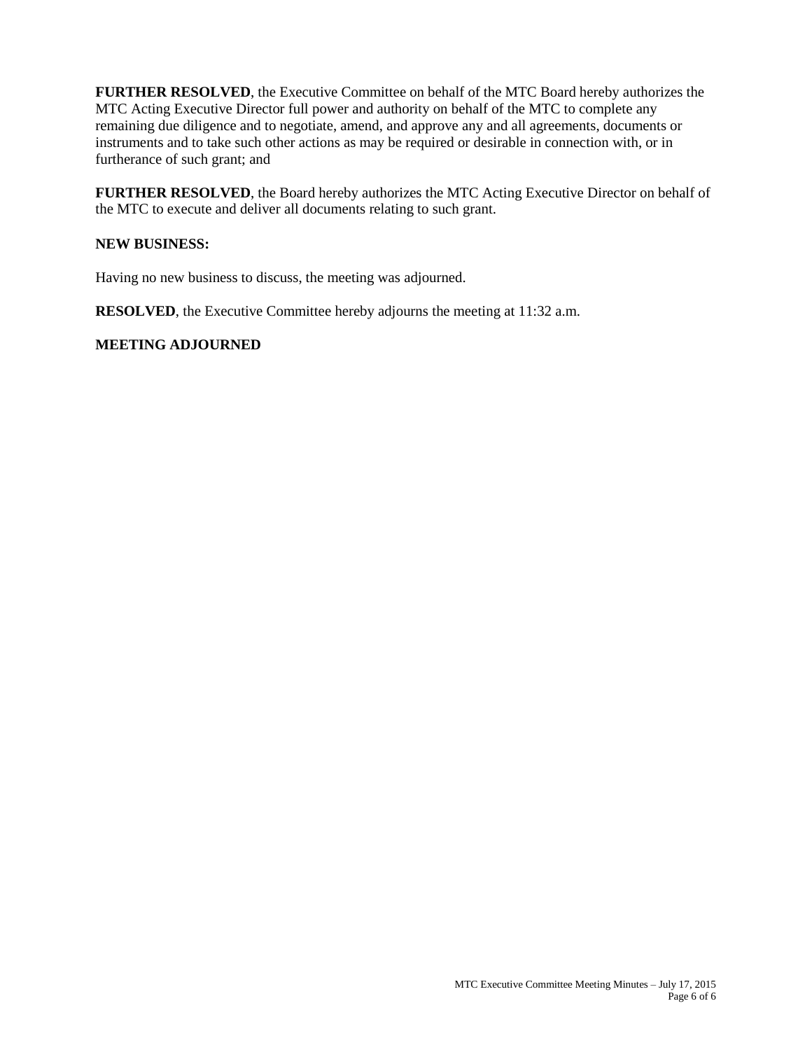**FURTHER RESOLVED**, the Executive Committee on behalf of the MTC Board hereby authorizes the MTC Acting Executive Director full power and authority on behalf of the MTC to complete any remaining due diligence and to negotiate, amend, and approve any and all agreements, documents or instruments and to take such other actions as may be required or desirable in connection with, or in furtherance of such grant; and

**FURTHER RESOLVED**, the Board hereby authorizes the MTC Acting Executive Director on behalf of the MTC to execute and deliver all documents relating to such grant.

**NEW BUSINESS:**

Having no new business to discuss, the meeting was adjourned.

**RESOLVED**, the Executive Committee hereby adjourns the meeting at 11:32 a.m.

**MEETING ADJOURNED**